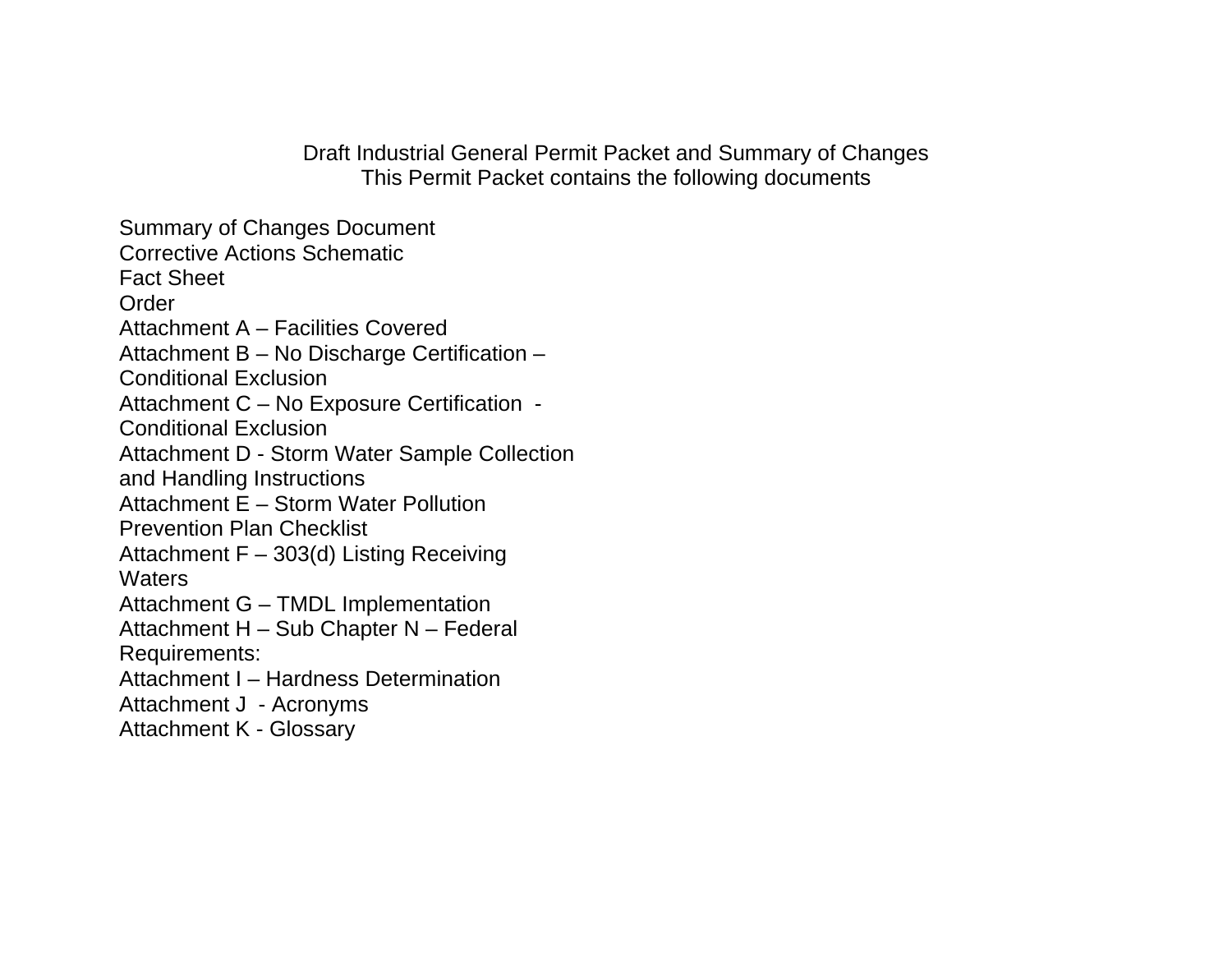# Draft Industrial General Permit Packet and Summary of Changes

This Permit Packet contains the following documents

- Summary of Changes Document
- Corrective Actions Schematic
- Fact Sheet
- Order
- Attachment A – Facilities Covered
- Attachment B – No Discharge Certification – Conditional Exclusion
- Attachment C – No Exposure Certification - Conditional Exclusion
- Attachment D - Storm Water Sample Collection and Handling Instructions
- Attachment E – Storm Water Pollution Prevention Plan Checklist
- Attachment F – 303(d) Listing Receiving Waters
- Attachment G – TMDL Implementation
- Attachment H – Sub Chapter N – Federal Requirements:
- Attachment I – Hardness Determination
- Attachment J - Acronyms
- Attachment K - Glossary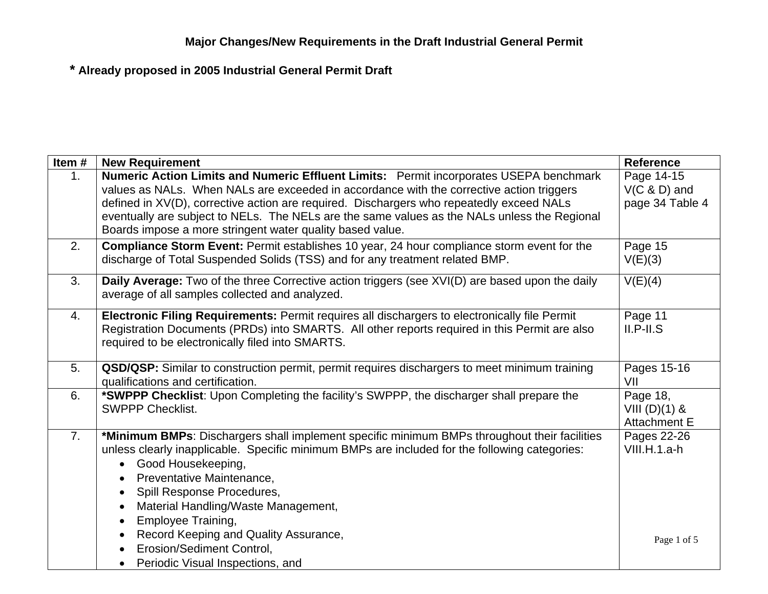**Major Changes/New Requirements in the Draft Industrial General Permit**

**\* Already proposed in 2005 Industrial General Permit Draft**

| Item # | New Requirement | Reference |
|---|---|---|
| 1. | **Numeric Action Limits and Numeric Effluent Limits:** Permit incorporates USEPA benchmark values as NALs. When NALs are exceeded in accordance with the corrective action triggers defined in XV(D), corrective action are required. Dischargers who repeatedly exceed NALs eventually are subject to NELs. The NELs are the same values as the NALs unless the Regional Boards impose a more stringent water quality based value. | Page 14-15 V(C & D) and page 34 Table 4 |
| 2. | **Compliance Storm Event:** Permit establishes 10 year, 24 hour compliance storm event for the discharge of Total Suspended Solids (TSS) and for any treatment related BMP. | Page 15 V(E)(3) |
| 3. | **Daily Average:** Two of the three Corrective action triggers (see XVI(D) are based upon the daily average of all samples collected and analyzed. | V(E)(4) |
| 4. | **Electronic Filing Requirements:** Permit requires all dischargers to electronically file Permit Registration Documents (PRDs) into SMARTS. All other reports required in this Permit are also required to be electronically filed into SMARTS. | Page 11 II.P-II.S |
| 5. | **QSD/QSP:** Similar to construction permit, permit requires dischargers to meet minimum training qualifications and certification. | Pages 15-16 VII |
| 6. | **\*SWPPP Checklist**: Upon Completing the facility's SWPPP, the discharger shall prepare the SWPPP Checklist. | Page 18, VIII (D)(1) & Attachment E |
| 7. | **\*Minimum BMPs**: Dischargers shall implement specific minimum BMPs throughout their facilities unless clearly inapplicable. Specific minimum BMPs are included for the following categories:<br>• Good Housekeeping,<br>• Preventative Maintenance,<br>• Spill Response Procedures,<br>• Material Handling/Waste Management,<br>• Employee Training,<br>• Record Keeping and Quality Assurance,<br>• Erosion/Sediment Control,<br>• Periodic Visual Inspections, and | Pages 22-26 VIII.H.1.a-h |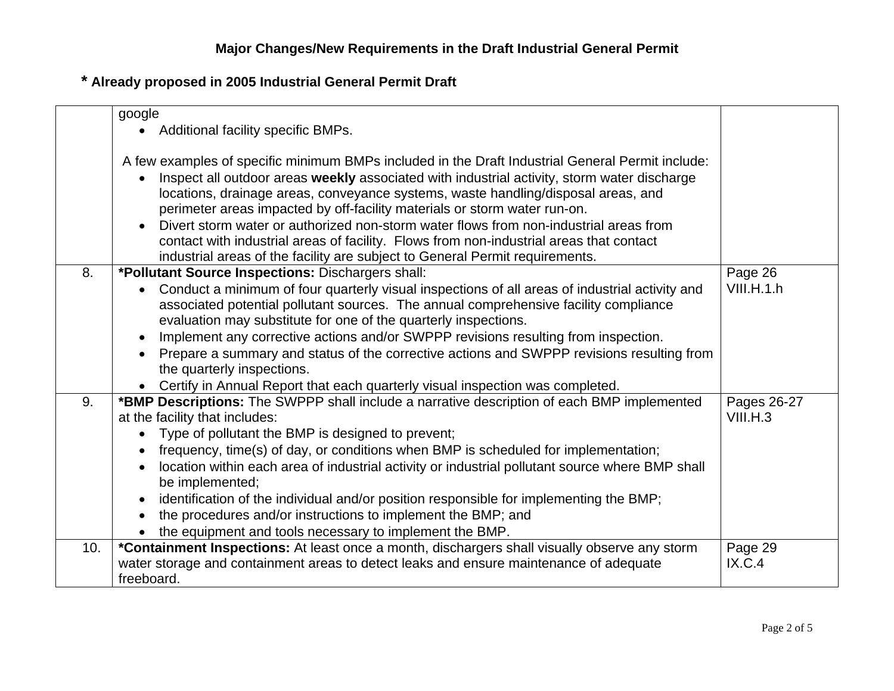### Major Changes/New Requirements in the Draft Industrial General Permit

**\* Already proposed in 2005 Industrial General Permit Draft**

| | | |
|---|---|---|
| | google<br>• Additional facility specific BMPs.<br><br>A few examples of specific minimum BMPs included in the Draft Industrial General Permit include:<br>• Inspect all outdoor areas **weekly** associated with industrial activity, storm water discharge locations, drainage areas, conveyance systems, waste handling/disposal areas, and perimeter areas impacted by off-facility materials or storm water run-on.<br>• Divert storm water or authorized non-storm water flows from non-industrial areas from contact with industrial areas of facility. Flows from non-industrial areas that contact industrial areas of the facility are subject to General Permit requirements. | |
| 8. | ***Pollutant Source Inspections:** Dischargers shall:<br>• Conduct a minimum of four quarterly visual inspections of all areas of industrial activity and associated potential pollutant sources. The annual comprehensive facility compliance evaluation may substitute for one of the quarterly inspections.<br>• Implement any corrective actions and/or SWPPP revisions resulting from inspection.<br>• Prepare a summary and status of the corrective actions and SWPPP revisions resulting from the quarterly inspections.<br>• Certify in Annual Report that each quarterly visual inspection was completed. | Page 26<br>VIII.H.1.h |
| 9. | ***BMP Descriptions:** The SWPPP shall include a narrative description of each BMP implemented at the facility that includes:<br>• Type of pollutant the BMP is designed to prevent;<br>• frequency, time(s) of day, or conditions when BMP is scheduled for implementation;<br>• location within each area of industrial activity or industrial pollutant source where BMP shall be implemented;<br>• identification of the individual and/or position responsible for implementing the BMP;<br>• the procedures and/or instructions to implement the BMP; and<br>• the equipment and tools necessary to implement the BMP. | Pages 26-27<br>VIII.H.3 |
| 10. | ***Containment Inspections:** At least once a month, dischargers shall visually observe any storm water storage and containment areas to detect leaks and ensure maintenance of adequate freeboard. | Page 29<br>IX.C.4 |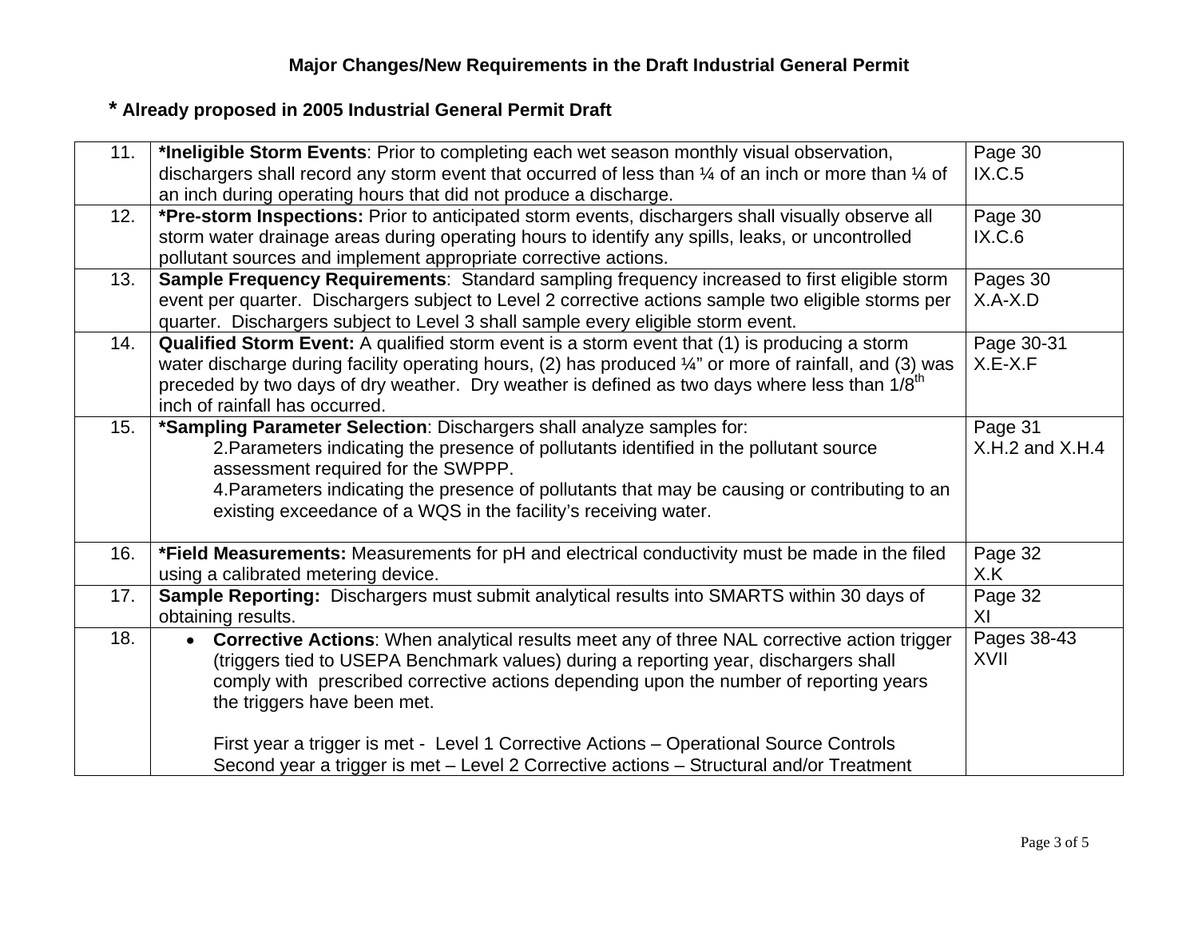**Major Changes/New Requirements in the Draft Industrial General Permit**

**\* Already proposed in 2005 Industrial General Permit Draft**

| | | |
|---|---|---|
| 11. | **\*Ineligible Storm Events**: Prior to completing each wet season monthly visual observation, dischargers shall record any storm event that occurred of less than ¼ of an inch or more than ¼ of an inch during operating hours that did not produce a discharge. | Page 30<br>IX.C.5 |
| 12. | **\*Pre-storm Inspections:** Prior to anticipated storm events, dischargers shall visually observe all storm water drainage areas during operating hours to identify any spills, leaks, or uncontrolled pollutant sources and implement appropriate corrective actions. | Page 30<br>IX.C.6 |
| 13. | **Sample Frequency Requirements**: Standard sampling frequency increased to first eligible storm event per quarter. Dischargers subject to Level 2 corrective actions sample two eligible storms per quarter. Dischargers subject to Level 3 shall sample every eligible storm event. | Pages 30<br>X.A-X.D |
| 14. | **Qualified Storm Event:** A qualified storm event is a storm event that (1) is producing a storm water discharge during facility operating hours, (2) has produced ¼" or more of rainfall, and (3) was preceded by two days of dry weather. Dry weather is defined as two days where less than 1/8th inch of rainfall has occurred. | Page 30-31<br>X.E-X.F |
| 15. | **\*Sampling Parameter Selection**: Dischargers shall analyze samples for:<br>2.Parameters indicating the presence of pollutants identified in the pollutant source assessment required for the SWPPP.<br>4.Parameters indicating the presence of pollutants that may be causing or contributing to an existing exceedance of a WQS in the facility's receiving water. | Page 31<br>X.H.2 and X.H.4 |
| 16. | **\*Field Measurements:** Measurements for pH and electrical conductivity must be made in the filed using a calibrated metering device. | Page 32<br>X.K |
| 17. | **Sample Reporting:** Dischargers must submit analytical results into SMARTS within 30 days of obtaining results. | Page 32<br>XI |
| 18. | • **Corrective Actions**: When analytical results meet any of three NAL corrective action trigger (triggers tied to USEPA Benchmark values) during a reporting year, dischargers shall comply with prescribed corrective actions depending upon the number of reporting years the triggers have been met.<br><br>First year a trigger is met - Level 1 Corrective Actions – Operational Source Controls<br>Second year a trigger is met – Level 2 Corrective actions – Structural and/or Treatment | Pages 38-43<br>XVII |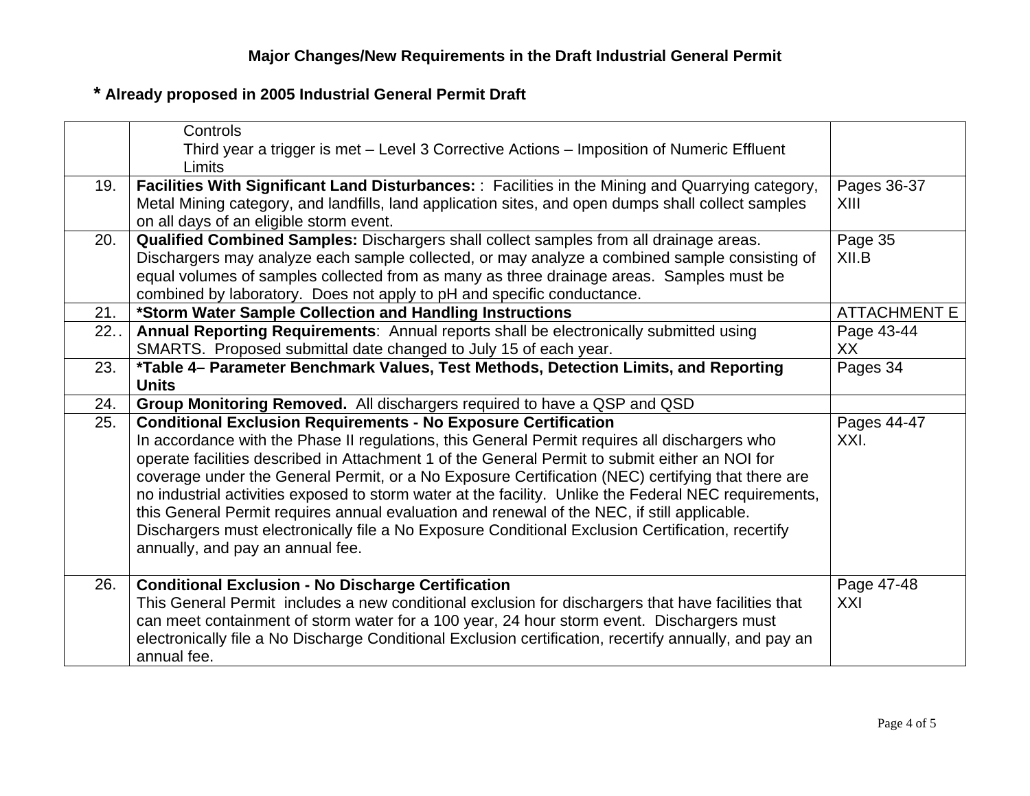**Major Changes/New Requirements in the Draft Industrial General Permit**

**\* Already proposed in 2005 Industrial General Permit Draft**

| | | |
|---|---|---|
| | Controls<br>Third year a trigger is met – Level 3 Corrective Actions – Imposition of Numeric Effluent Limits | |
| 19. | **Facilities With Significant Land Disturbances:** : Facilities in the Mining and Quarrying category, Metal Mining category, and landfills, land application sites, and open dumps shall collect samples on all days of an eligible storm event. | Pages 36-37<br>XIII |
| 20. | **Qualified Combined Samples:** Dischargers shall collect samples from all drainage areas. Dischargers may analyze each sample collected, or may analyze a combined sample consisting of equal volumes of samples collected from as many as three drainage areas. Samples must be combined by laboratory. Does not apply to pH and specific conductance. | Page 35<br>XII.B |
| 21. | **\*Storm Water Sample Collection and Handling Instructions** | ATTACHMENT E |
| 22.. | **Annual Reporting Requirements**: Annual reports shall be electronically submitted using SMARTS. Proposed submittal date changed to July 15 of each year. | Page 43-44<br>XX |
| 23. | **\*Table 4– Parameter Benchmark Values, Test Methods, Detection Limits, and Reporting Units** | Pages 34 |
| 24. | **Group Monitoring Removed.** All dischargers required to have a QSP and QSD | |
| 25. | **Conditional Exclusion Requirements - No Exposure Certification**<br>In accordance with the Phase II regulations, this General Permit requires all dischargers who operate facilities described in Attachment 1 of the General Permit to submit either an NOI for coverage under the General Permit, or a No Exposure Certification (NEC) certifying that there are no industrial activities exposed to storm water at the facility. Unlike the Federal NEC requirements, this General Permit requires annual evaluation and renewal of the NEC, if still applicable. Dischargers must electronically file a No Exposure Conditional Exclusion Certification, recertify annually, and pay an annual fee. | Pages 44-47<br>XXI. |
| 26. | **Conditional Exclusion - No Discharge Certification**<br>This General Permit includes a new conditional exclusion for dischargers that have facilities that can meet containment of storm water for a 100 year, 24 hour storm event. Dischargers must electronically file a No Discharge Conditional Exclusion certification, recertify annually, and pay an annual fee. | Page 47-48<br>XXI |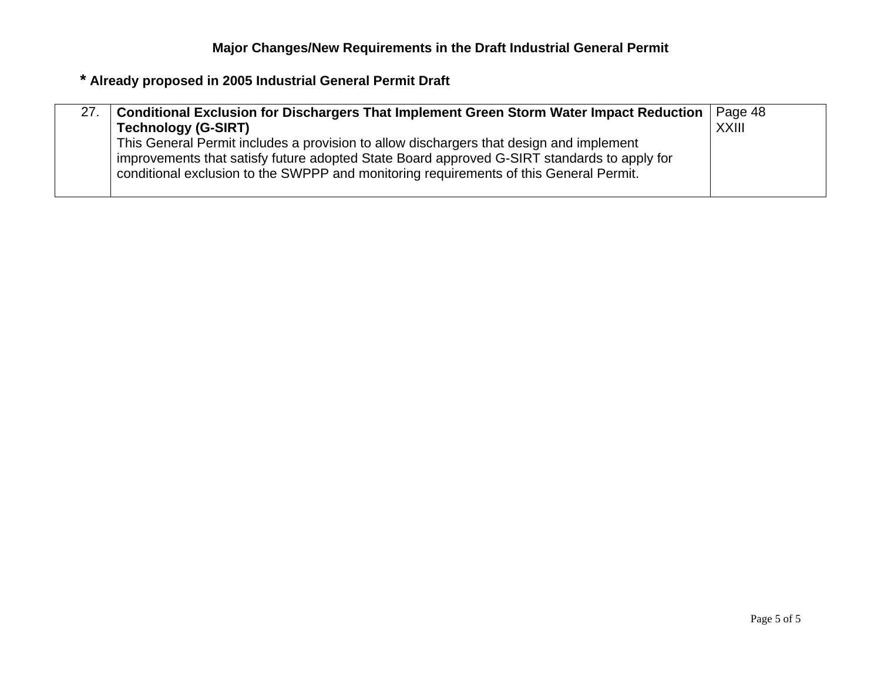**Major Changes/New Requirements in the Draft Industrial General Permit**

**\* Already proposed in 2005 Industrial General Permit Draft**

| | | |
|---|---|---|
| 27. | **Conditional Exclusion for Dischargers That Implement Green Storm Water Impact Reduction Technology (G-SIRT)**<br>This General Permit includes a provision to allow dischargers that design and implement improvements that satisfy future adopted State Board approved G-SIRT standards to apply for conditional exclusion to the SWPPP and monitoring requirements of this General Permit. | Page 48<br>XXIII |